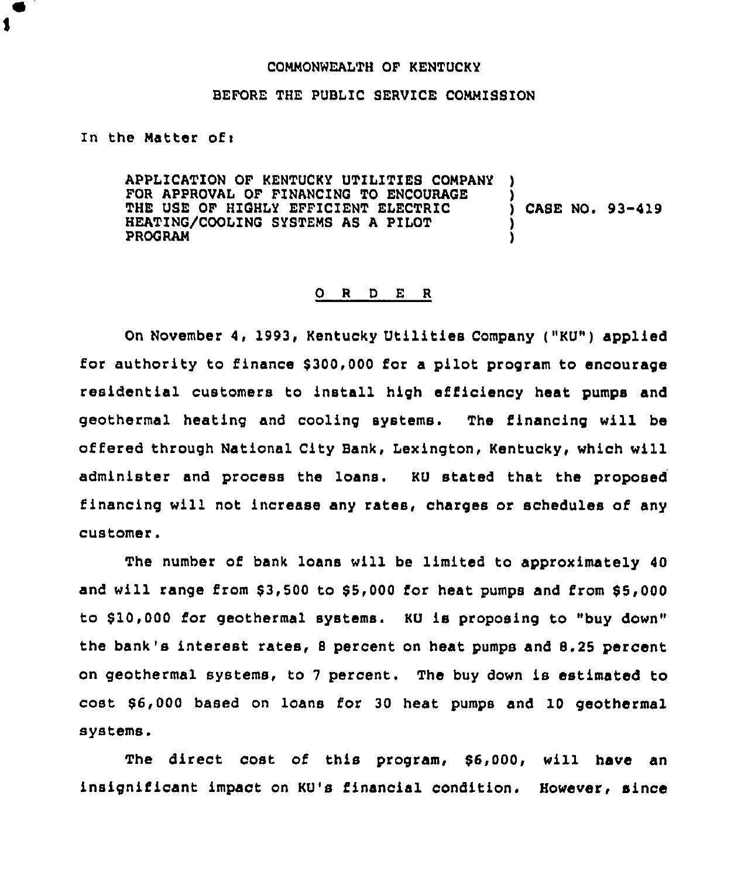COMMONWEALTH OF KENTUCKY

BEFORE THE PUBLIC SERVICE COMMISSION

In the Matter of:

APPLICATION OF KENTUCKY UTILITIES COMPANY FOR APPROVAL OF FINANCING TO ENCOURAGE THE USE OF HIGHLY EFFICIENT ELECTRIC HEATING/COOLING SYSTEMS AS A PILOT PROGRAM ) CASE NO. 93-419

O R D E R

On November 4, 1993, Kentucky Utilities Company ("KU") applied for authority to finance $300,000 for a pilot program to encourage residential customers to install high efficiency heat pumps and geothermal heating and cooling systems. The financing will be offered through National City Bank, Lexington, Kentucky, which will administer and process the loans. KU stated that the proposed financing will not increase any rates, charges or schedules of any customer.

The number of bank loans will be limited to approximately 40 and will range from $3,500 to $5,000 for heat pumps and from $5,000 to $10,000 for geothermal systems. KU is proposing to "buy down" the bank's interest rates, 8 percent on heat pumps and 8.25 percent on geothermal systems, to 7 percent. The buy down is estimated to cost $6,000 based on loans for 30 heat pumps and 10 geothermal systems.

The direct cost of this program, $6,000, will have an insignificant impact on KU's financial condition. However, since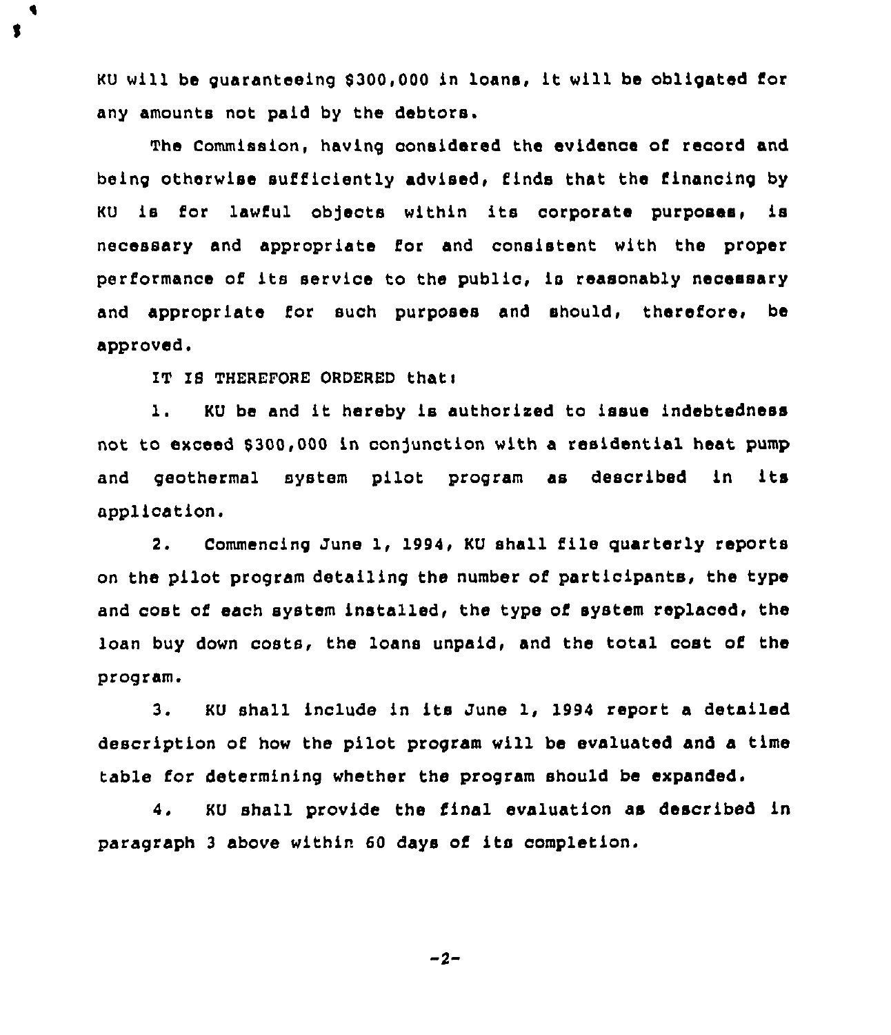KU will be guaranteeing $300,000 in loans, it will be obligated for any amounts not paid by the debtors.

The Commission, having considered the evidence of record and being otherwise sufficiently advised, finds that the financing by KU is for lawful objects within its corporate purposes, is necessary and appropriate for and consistent with the proper performance of its service to the public, is reasonably necessary and appropriate for such purposes and should, therefore, be approved.

IT IS THEREFORE ORDERED that:

1. KU be and it hereby is authorized to issue indebtedness not to exceed $300,000 in conjunction with a residential heat pump and geothermal system pilot program as described in its application.

2. Commencing June 1, 1994, KU shall file quarterly reports on the pilot program detailing the number of participants, the type and cost of each system installed, the type of system replaced, the loan buy down costs, the loans unpaid, and the total cost of the program.

3. KU shall include in its June 1, 1994 report a detailed description of how the pilot program will be evaluated and a time table for determining whether the program should be expanded.

4. KU shall provide the final evaluation as described in paragraph 3 above within 60 days of its completion.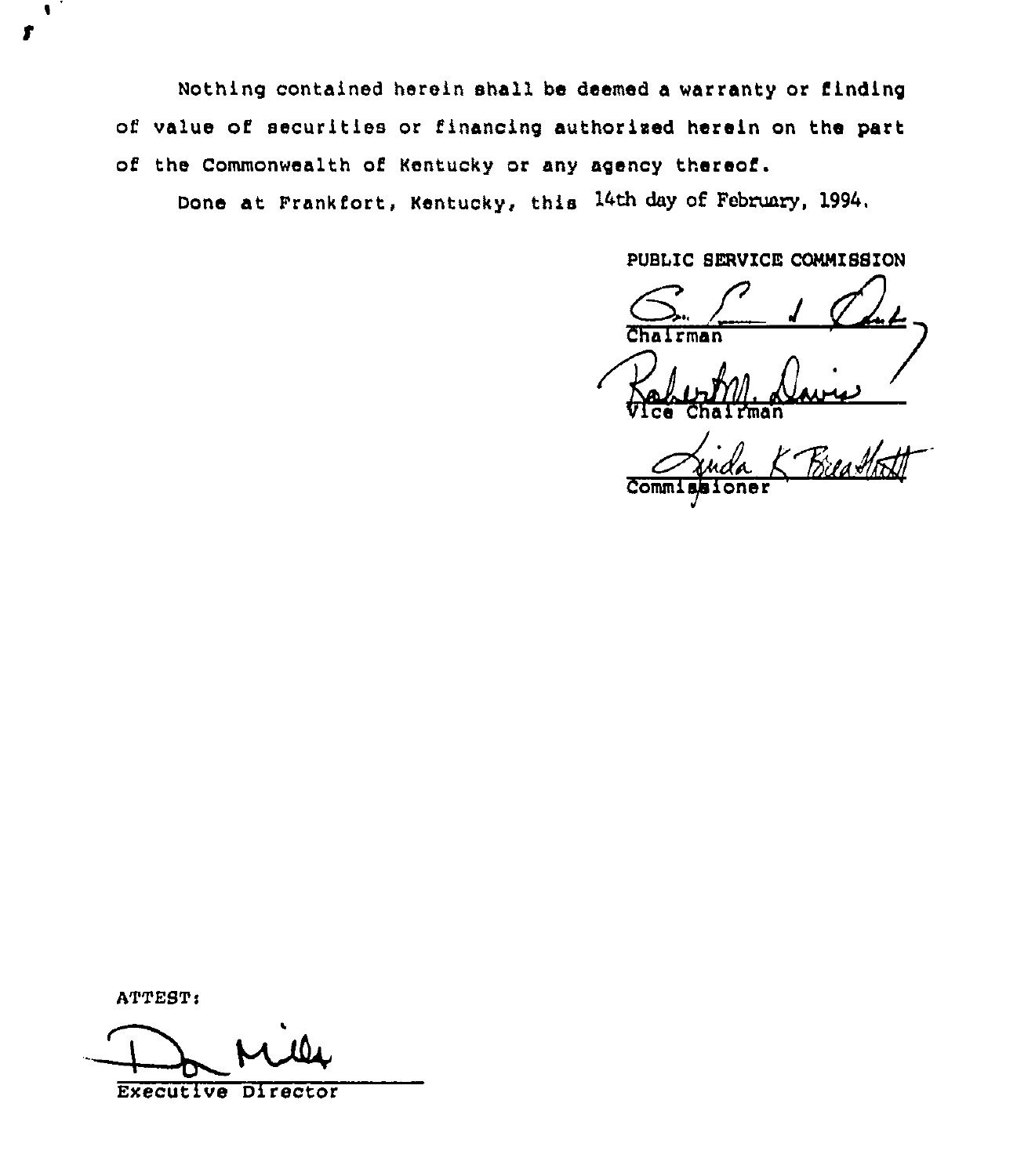Nothing contained herein shall be deemed a warranty or finding of value of securities or financing authorized herein on the part of the Commonwealth of Kentucky or any agency thereof.

Done at Frankfort, Kentucky, this 14th day of February, 1994.

PUBLIC SERVICE COMMISSION

Chairman

Vice Chairman

Commissioner

ATTEST:

Executive Director